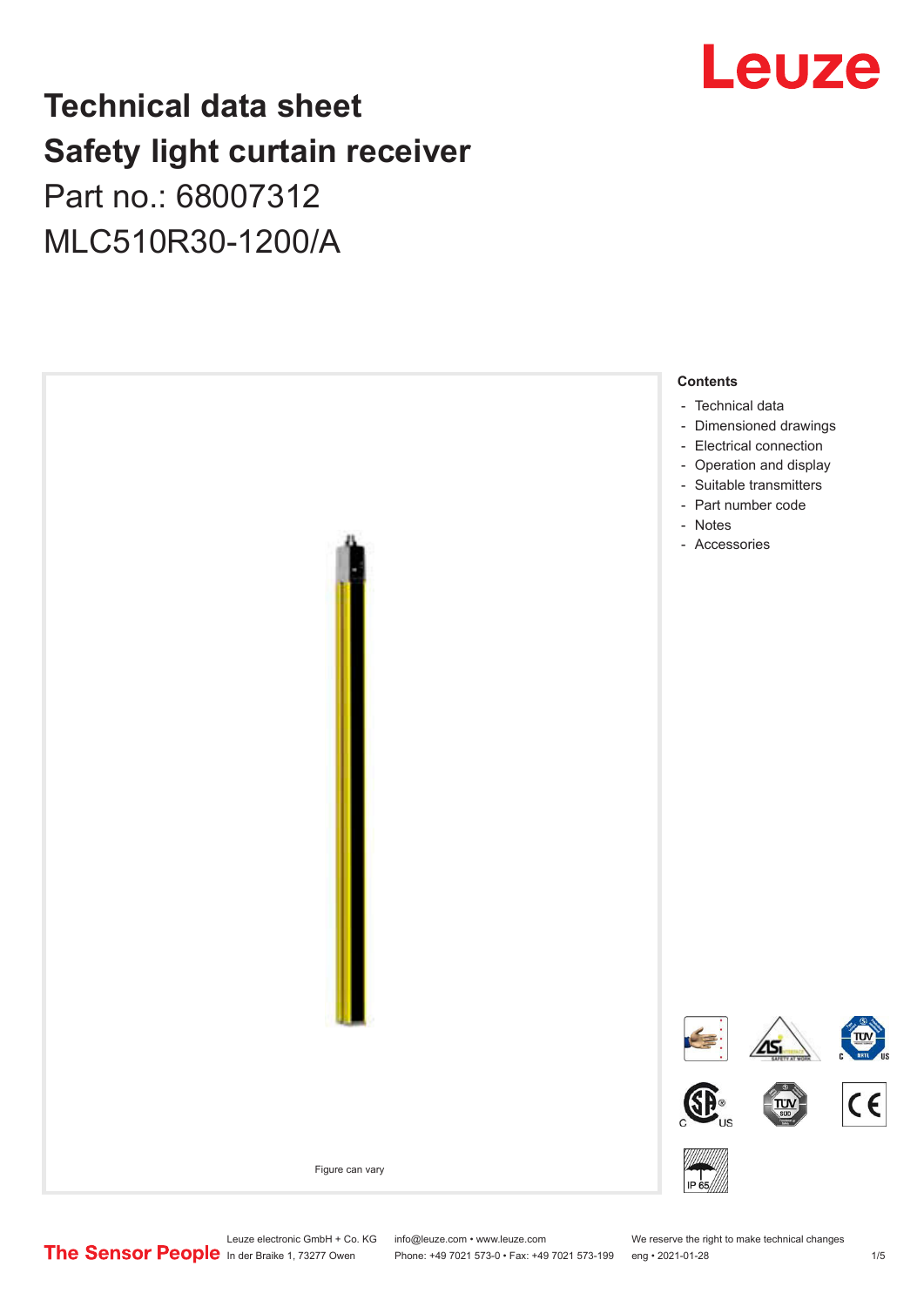# Technical data sheet
# Safety light curtain receiver
## Part no.: 68007312
## MLC510R30-1200/A

Figure can vary

**Contents**

- Technical data
- Dimensioned drawings
- Electrical connection
- Operation and display
- Suitable transmitters
- Part number code
- Notes
- Accessories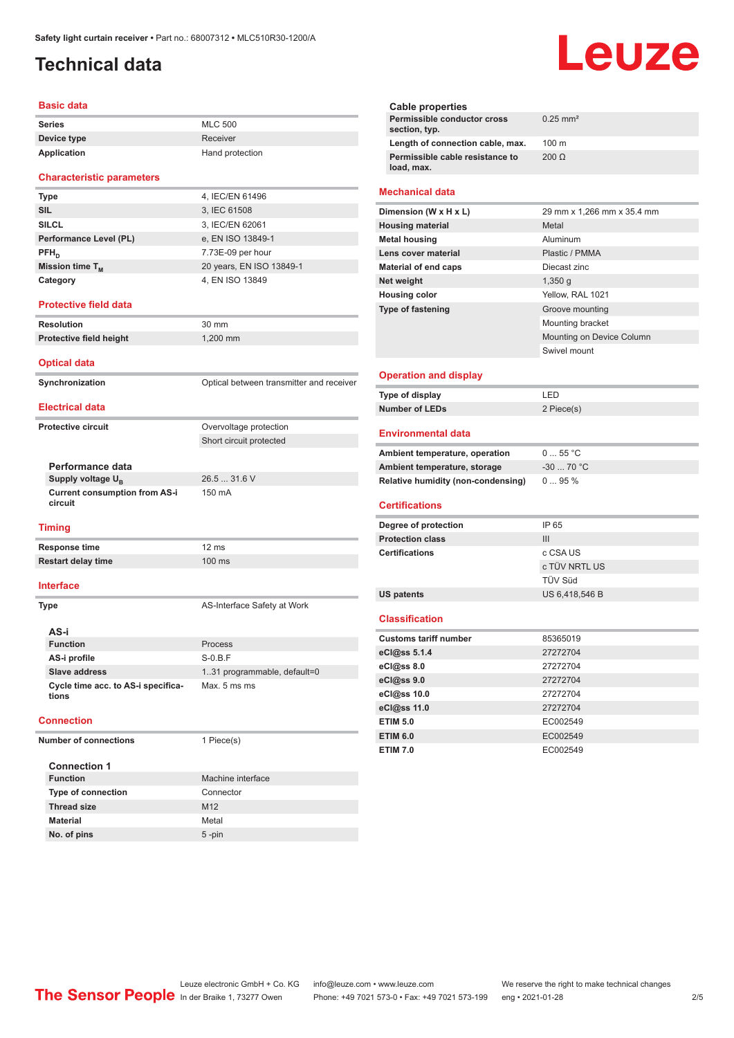# Technical data

## Basic data

| | |
|---|---|
| **Series** | MLC 500 |
| **Device type** | Receiver |
| **Application** | Hand protection |

## Characteristic parameters

| | |
|---|---|
| **Type** | 4, IEC/EN 61496 |
| **SIL** | 3, IEC 61508 |
| **SILCL** | 3, IEC/EN 62061 |
| **Performance Level (PL)** | e, EN ISO 13849-1 |
| **$PFH_D$** | 7.73E-09 per hour |
| **Mission time $T_M$** | 20 years, EN ISO 13849-1 |
| **Category** | 4, EN ISO 13849 |

## Protective field data

| | |
|---|---|
| **Resolution** | 30 mm |
| **Protective field height** | 1,200 mm |

## Optical data

| | |
|---|---|
| **Synchronization** | Optical between transmitter and receiver |

## Electrical data

| | |
|---|---|
| **Protective circuit** | Overvoltage protection |
| | Short circuit protected |

### Performance data

| | |
|---|---|
| **Supply voltage $U_B$** | 26.5 ... 31.6 V |
| **Current consumption from AS-i circuit** | 150 mA |

## Timing

| | |
|---|---|
| **Response time** | 12 ms |
| **Restart delay time** | 100 ms |

## Interface

| | |
|---|---|
| **Type** | AS-Interface Safety at Work |

### AS-i

| | |
|---|---|
| **Function** | Process |
| **AS-i profile** | S-0.B.F |
| **Slave address** | 1..31 programmable, default=0 |
| **Cycle time acc. to AS-i specifications** | Max. 5 ms ms |

## Connection

| | |
|---|---|
| **Number of connections** | 1 Piece(s) |

### Connection 1

| | |
|---|---|
| **Function** | Machine interface |
| **Type of connection** | Connector |
| **Thread size** | M12 |
| **Material** | Metal |
| **No. of pins** | 5 -pin |

### Cable properties

| | |
|---|---|
| **Permissible conductor cross section, typ.** | 0.25 mm² |
| **Length of connection cable, max.** | 100 m |
| **Permissible cable resistance to load, max.** | 200 Ω |

## Mechanical data

| | |
|---|---|
| **Dimension (W x H x L)** | 29 mm x 1,266 mm x 35.4 mm |
| **Housing material** | Metal |
| **Metal housing** | Aluminum |
| **Lens cover material** | Plastic / PMMA |
| **Material of end caps** | Diecast zinc |
| **Net weight** | 1,350 g |
| **Housing color** | Yellow, RAL 1021 |
| **Type of fastening** | Groove mounting |
| | Mounting bracket |
| | Mounting on Device Column |
| | Swivel mount |

## Operation and display

| | |
|---|---|
| **Type of display** | LED |
| **Number of LEDs** | 2 Piece(s) |

## Environmental data

| | |
|---|---|
| **Ambient temperature, operation** | 0 ... 55 °C |
| **Ambient temperature, storage** | -30 ... 70 °C |
| **Relative humidity (non-condensing)** | 0 ... 95 % |

## Certifications

| | |
|---|---|
| **Degree of protection** | IP 65 |
| **Protection class** | III |
| **Certifications** | c CSA US |
| | c TÜV NRTL US |
| | TÜV Süd |
| **US patents** | US 6,418,546 B |

## Classification

| | |
|---|---|
| **Customs tariff number** | 85365019 |
| **eCl@ss 5.1.4** | 27272704 |
| **eCl@ss 8.0** | 27272704 |
| **eCl@ss 9.0** | 27272704 |
| **eCl@ss 10.0** | 27272704 |
| **eCl@ss 11.0** | 27272704 |
| **ETIM 5.0** | EC002549 |
| **ETIM 6.0** | EC002549 |
| **ETIM 7.0** | EC002549 |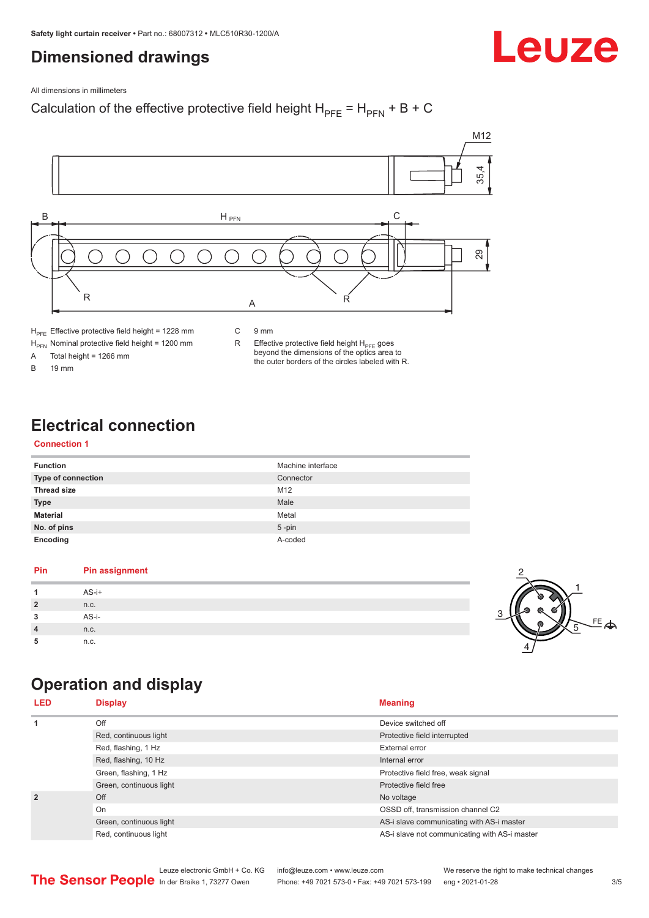# Dimensioned drawings

All dimensions in millimeters

Calculation of the effective protective field height $H_{PFE} = H_{PFN} + B + C$

$H_{PFE}$ Effective protective field height = 1228 mm
$H_{PFN}$ Nominal protective field height = 1200 mm
A Total height = 1266 mm
B 19 mm
C 9 mm
R Effective protective field height $H_{PFE}$ goes beyond the dimensions of the optics area to the outer borders of the circles labeled with R.

# Electrical connection

## Connection 1

| | |
|---|---|
| **Function** | Machine interface |
| **Type of connection** | Connector |
| **Thread size** | M12 |
| **Type** | Male |
| **Material** | Metal |
| **No. of pins** | 5 -pin |
| **Encoding** | A-coded |

| Pin | Pin assignment |
|---|---|
| 1 | AS-i+ |
| 2 | n.c. |
| 3 | AS-i- |
| 4 | n.c. |
| 5 | n.c. |

# Operation and display

| LED | Display | Meaning |
|---|---|---|
| 1 | Off | Device switched off |
| | Red, continuous light | Protective field interrupted |
| | Red, flashing, 1 Hz | External error |
| | Red, flashing, 10 Hz | Internal error |
| | Green, flashing, 1 Hz | Protective field free, weak signal |
| | Green, continuous light | Protective field free |
| 2 | Off | No voltage |
| | On | OSSD off, transmission channel C2 |
| | Green, continuous light | AS-i slave communicating with AS-i master |
| | Red, continuous light | AS-i slave not communicating with AS-i master |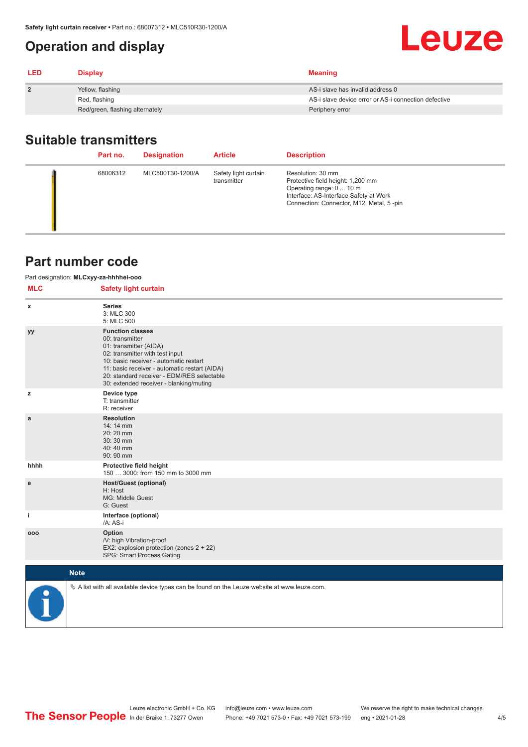## Operation and display

| LED | Display | Meaning |
|---|---|---|
| 2 | Yellow, flashing | AS-i slave has invalid address 0 |
| | Red, flashing | AS-i slave device error or AS-i connection defective |
| | Red/green, flashing alternately | Periphery error |

## Suitable transmitters

| | Part no. | Designation | Article | Description |
|---|---|---|---|---|
| | 68006312 | MLC500T30-1200/A | Safety light curtain transmitter | Resolution: 30 mm<br>Protective field height: 1,200 mm<br>Operating range: 0 ... 10 m<br>Interface: AS-Interface Safety at Work<br>Connection: Connector, M12, Metal, 5 -pin |

## Part number code

Part designation: **MLCxyy-za-hhhhei-ooo**

| MLC | Safety light curtain |
|---|---|
| x | **Series**<br>3: MLC 300<br>5: MLC 500 |
| yy | **Function classes**<br>00: transmitter<br>01: transmitter (AIDA)<br>02: transmitter with test input<br>10: basic receiver - automatic restart<br>11: basic receiver - automatic restart (AIDA)<br>20: standard receiver - EDM/RES selectable<br>30: extended receiver - blanking/muting |
| z | **Device type**<br>T: transmitter<br>R: receiver |
| a | **Resolution**<br>14: 14 mm<br>20: 20 mm<br>30: 30 mm<br>40: 40 mm<br>90: 90 mm |
| hhhh | **Protective field height**<br>150 … 3000: from 150 mm to 3000 mm |
| e | **Host/Guest (optional)**<br>H: Host<br>MG: Middle Guest<br>G: Guest |
| i | **Interface (optional)**<br>/A: AS-i |
| ooo | **Option**<br>/V: high Vibration-proof<br>EX2: explosion protection (zones 2 + 22)<br>SPG: Smart Process Gating |

**Note**

🔖 A list with all available device types can be found on the Leuze website at www.leuze.com.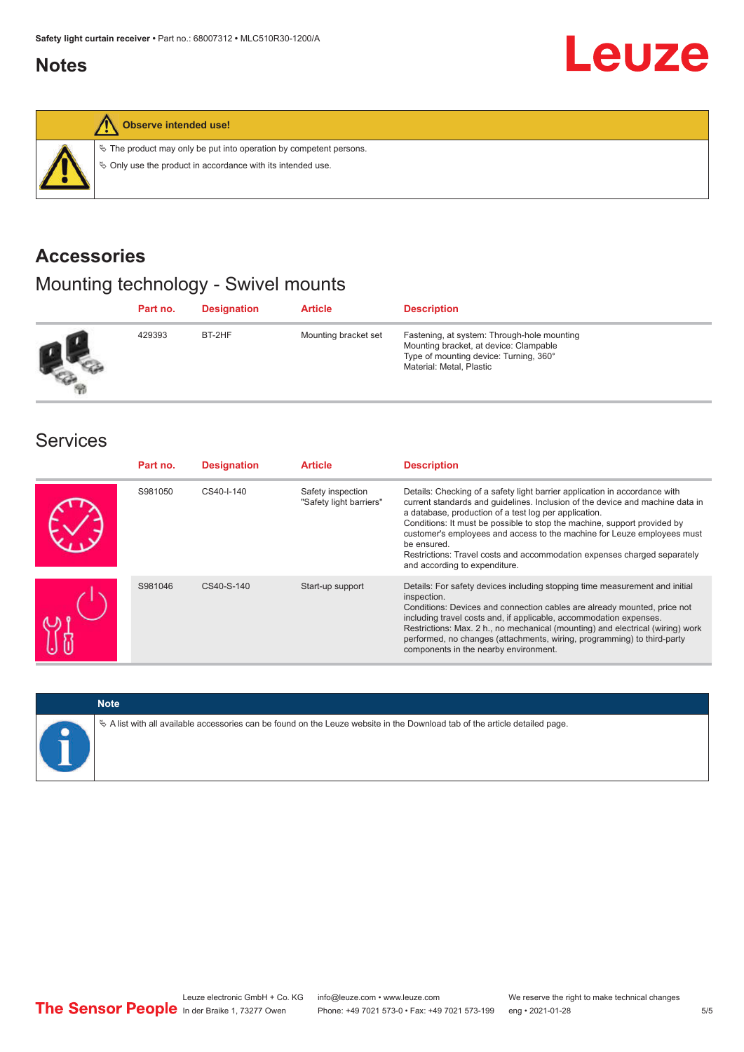## Notes

**Observe intended use!**

- ✎ The product may only be put into operation by competent persons.
- ✎ Only use the product in accordance with its intended use.

## Accessories

### Mounting technology - Swivel mounts

| Part no. | Designation | Article | Description |
|---|---|---|---|
| 429393 | BT-2HF | Mounting bracket set | Fastening, at system: Through-hole mounting<br>Mounting bracket, at device: Clampable<br>Type of mounting device: Turning, 360°<br>Material: Metal, Plastic |

### Services

| Part no. | Designation | Article | Description |
|---|---|---|---|
| S981050 | CS40-I-140 | Safety inspection "Safety light barriers" | Details: Checking of a safety light barrier application in accordance with current standards and guidelines. Inclusion of the device and machine data in a database, production of a test log per application.<br>Conditions: It must be possible to stop the machine, support provided by customer's employees and access to the machine for Leuze employees must be ensured.<br>Restrictions: Travel costs and accommodation expenses charged separately and according to expenditure. |
| S981046 | CS40-S-140 | Start-up support | Details: For safety devices including stopping time measurement and initial inspection.<br>Conditions: Devices and connection cables are already mounted, price not including travel costs and, if applicable, accommodation expenses.<br>Restrictions: Max. 2 h., no mechanical (mounting) and electrical (wiring) work performed, no changes (attachments, wiring, programming) to third-party components in the nearby environment. |

**Note**

- ✎ A list with all available accessories can be found on the Leuze website in the Download tab of the article detailed page.